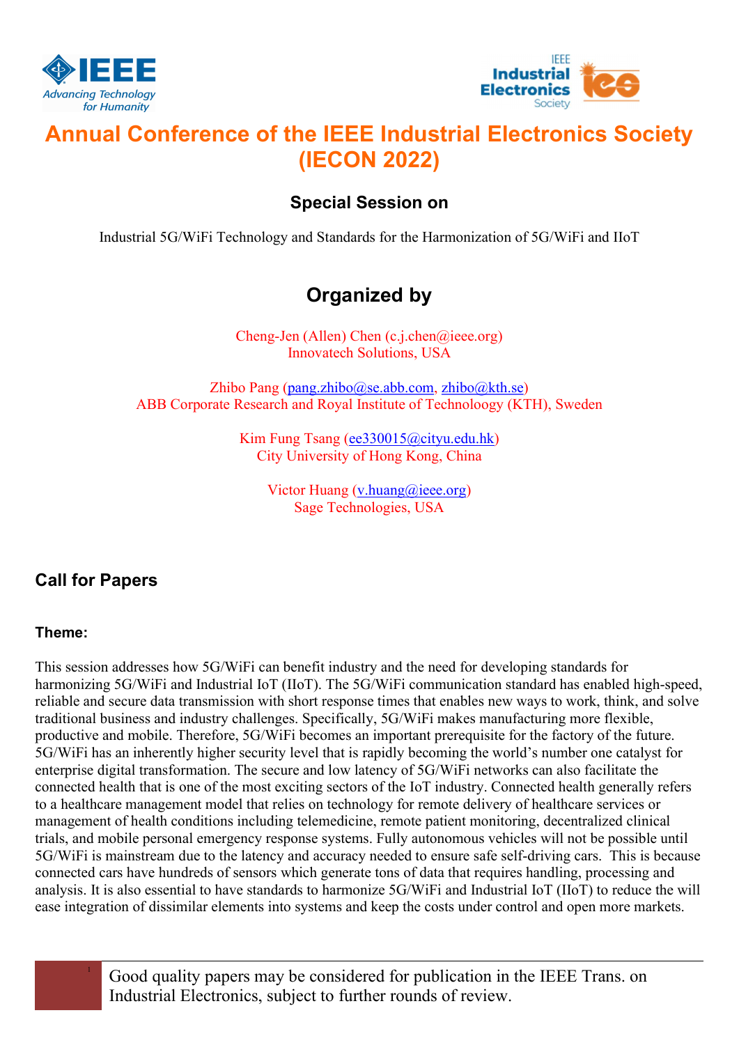# Annual Conference of the IEEE Industrial Electronics Society (IECON 2022)

## Special Session on

Industrial 5G/WiFi Technology and Standards for the Harmonization of 5G/WiFi and IIoT

## Organized by

Cheng-Jen (Allen) Chen (c.j.chen@ieee.org)
Innovatech Solutions, USA

Zhibo Pang (pang.zhibo@se.abb.com, zhibo@kth.se)
ABB Corporate Research and Royal Institute of Technoloogy (KTH), Sweden

Kim Fung Tsang (ee330015@cityu.edu.hk)
City University of Hong Kong, China

Victor Huang (v.huang@ieee.org)
Sage Technologies, USA

## Call for Papers

### Theme:

This session addresses how 5G/WiFi can benefit industry and the need for developing standards for harmonizing 5G/WiFi and Industrial IoT (IIoT). The 5G/WiFi communication standard has enabled high-speed, reliable and secure data transmission with short response times that enables new ways to work, think, and solve traditional business and industry challenges. Specifically, 5G/WiFi makes manufacturing more flexible, productive and mobile. Therefore, 5G/WiFi becomes an important prerequisite for the factory of the future. 5G/WiFi has an inherently higher security level that is rapidly becoming the world's number one catalyst for enterprise digital transformation. The secure and low latency of 5G/WiFi networks can also facilitate the connected health that is one of the most exciting sectors of the IoT industry. Connected health generally refers to a healthcare management model that relies on technology for remote delivery of healthcare services or management of health conditions including telemedicine, remote patient monitoring, decentralized clinical trials, and mobile personal emergency response systems. Fully autonomous vehicles will not be possible until 5G/WiFi is mainstream due to the latency and accuracy needed to ensure safe self-driving cars. This is because connected cars have hundreds of sensors which generate tons of data that requires handling, processing and analysis. It is also essential to have standards to harmonize 5G/WiFi and Industrial IoT (IIoT) to reduce the will ease integration of dissimilar elements into systems and keep the costs under control and open more markets.

[1] Good quality papers may be considered for publication in the IEEE Trans. on Industrial Electronics, subject to further rounds of review.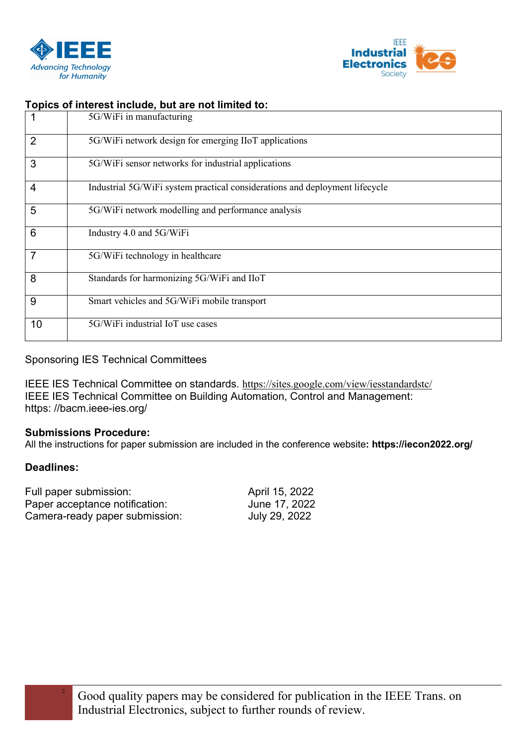**Topics of interest include, but are not limited to:**

| | |
|---|---|
| 1 | 5G/WiFi in manufacturing |
| 2 | 5G/WiFi network design for emerging IIoT applications |
| 3 | 5G/WiFi sensor networks for industrial applications |
| 4 | Industrial 5G/WiFi system practical considerations and deployment lifecycle |
| 5 | 5G/WiFi network modelling and performance analysis |
| 6 | Industry 4.0 and 5G/WiFi |
| 7 | 5G/WiFi technology in healthcare |
| 8 | Standards for harmonizing 5G/WiFi and IIoT |
| 9 | Smart vehicles and 5G/WiFi mobile transport |
| 10 | 5G/WiFi industrial IoT use cases |

Sponsoring IES Technical Committees

IEEE IES Technical Committee on standards. https://sites.google.com/view/iesstandardstc/
IEEE IES Technical Committee on Building Automation, Control and Management:
https: //bacm.ieee-ies.org/

**Submissions Procedure:**
All the instructions for paper submission are included in the conference website**: https://iecon2022.org/**

**Deadlines:**

Full paper submission: April 15, 2022
Paper acceptance notification: June 17, 2022
Camera-ready paper submission: July 29, 2022

Good quality papers may be considered for publication in the IEEE Trans. on Industrial Electronics, subject to further rounds of review.